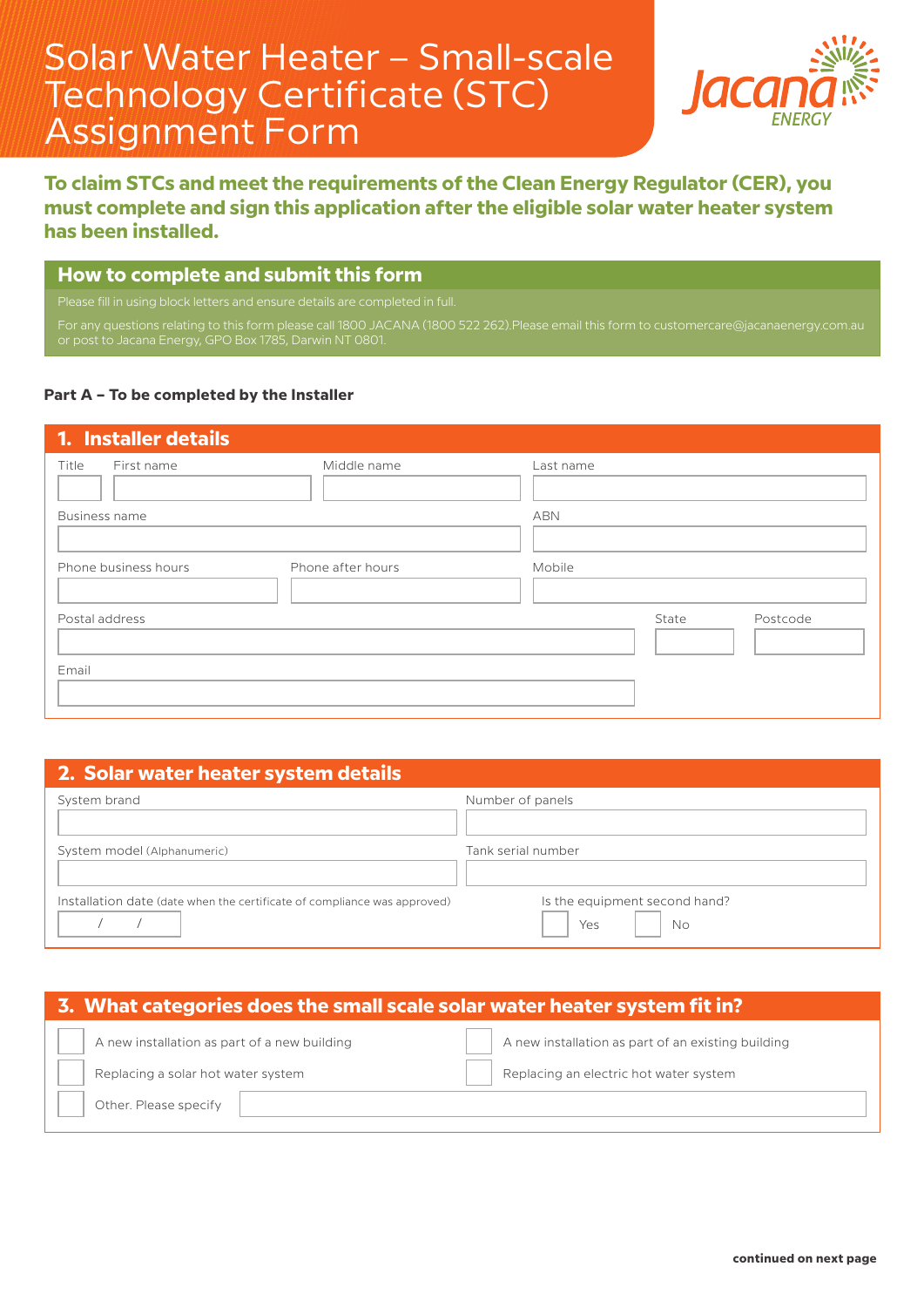# Solar Water Heater – Small-scale Technology Certificate (STC) Assignment Form

Jacana ENERGY

**To claim STCs and meet the requirements of the Clean Energy Regulator (CER), you must complete and sign this application after the eligible solar water heater system has been installed.**

## How to complete and submit this form

Please fill in using block letters and ensure details are completed in full.

For any questions relating to this form please call 1800 JACANA (1800 522 262).Please email this form to customercare@jacanaenergy.com.au or post to Jacana Energy, GPO Box 1785, Darwin NT 0801.

**Part A – To be completed by the Installer**

## 1. Installer details

Title

First name

Middle name

Last name

Business name

ABN

Phone business hours

Phone after hours

Mobile

Postal address

State

Postcode

Email

## 2. Solar water heater system details

System brand

Number of panels

System model (Alphanumeric)

Tank serial number

Installation date (date when the certificate of compliance was approved) / /

Is the equipment second hand?

☐ Yes ☐ No

## 3. What categories does the small scale solar water heater system fit in?

☐ A new installation as part of a new building

☐ A new installation as part of an existing building

☐ Replacing a solar hot water system

☐ Replacing an electric hot water system

☐ Other. Please specify

**continued on next page**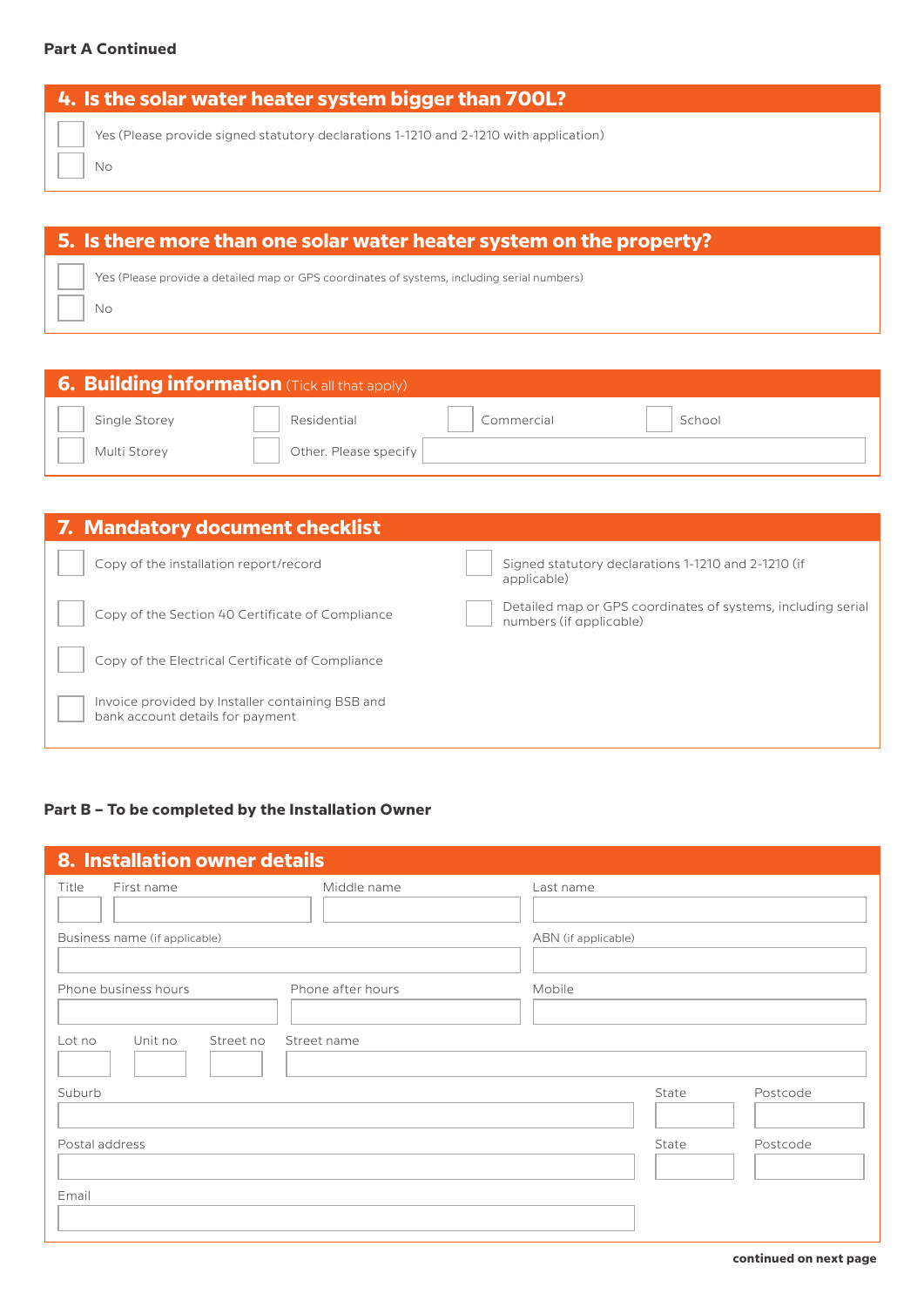**Part A Continued**

## 4. Is the solar water heater system bigger than 700L?

- [ ] Yes (Please provide signed statutory declarations 1-1210 and 2-1210 with application)
- [ ] No

## 5. Is there more than one solar water heater system on the property?

- [ ] Yes (Please provide a detailed map or GPS coordinates of systems, including serial numbers)
- [ ] No

## 6. Building information (Tick all that apply)

- [ ] Single Storey
- [ ] Residential
- [ ] Commercial
- [ ] School
- [ ] Multi Storey
- [ ] Other. Please specify

## 7. Mandatory document checklist

- [ ] Copy of the installation report/record
- [ ] Copy of the Section 40 Certificate of Compliance
- [ ] Copy of the Electrical Certificate of Compliance
- [ ] Invoice provided by Installer containing BSB and bank account details for payment
- [ ] Signed statutory declarations 1-1210 and 2-1210 (if applicable)
- [ ] Detailed map or GPS coordinates of systems, including serial numbers (if applicable)

**Part B – To be completed by the Installation Owner**

## 8. Installation owner details

| Title | First name | Middle name | Last name |
|---|---|---|---|
| | | | |

| Business name (if applicable) | ABN (if applicable) |
|---|---|
| | |

| Phone business hours | Phone after hours | Mobile |
|---|---|---|
| | | |

| Lot no | Unit no | Street no | Street name |
|---|---|---|---|
| | | | |

| Suburb | State | Postcode |
|---|---|---|
| | | |

| Postal address | State | Postcode |
|---|---|---|
| | | |

| Email |
|---|
| |

**continued on next page**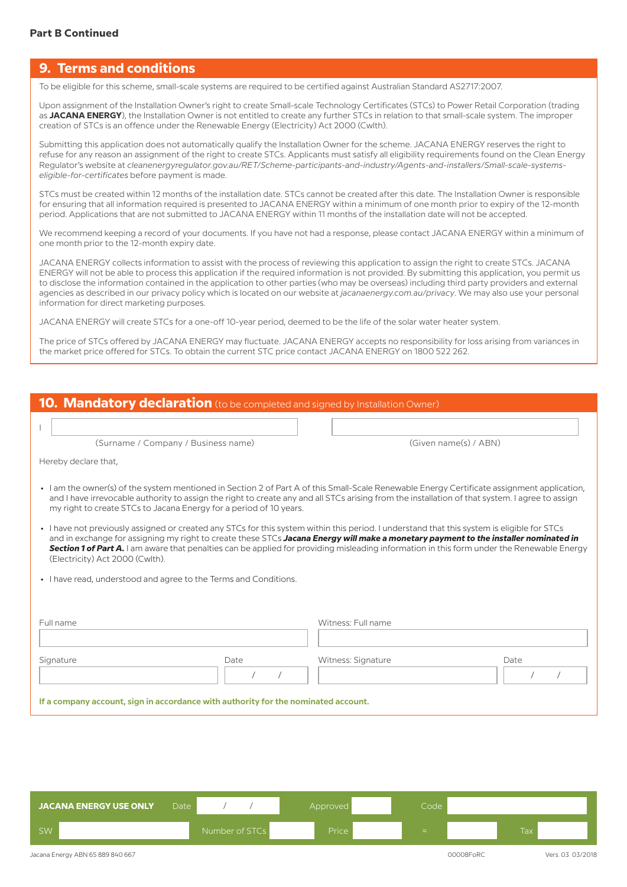**Part B Continued**

## 9. Terms and conditions

To be eligible for this scheme, small-scale systems are required to be certified against Australian Standard AS2717:2007.

Upon assignment of the Installation Owner's right to create Small-scale Technology Certificates (STCs) to Power Retail Corporation (trading as **JACANA ENERGY**), the Installation Owner is not entitled to create any further STCs in relation to that small-scale system. The improper creation of STCs is an offence under the Renewable Energy (Electricity) Act 2000 (Cwlth).

Submitting this application does not automatically qualify the Installation Owner for the scheme. JACANA ENERGY reserves the right to refuse for any reason an assignment of the right to create STCs. Applicants must satisfy all eligibility requirements found on the Clean Energy Regulator's website at *cleanenergyregulator.gov.au/RET/Scheme-participants-and-industry/Agents-and-installers/Small-scale-systems-eligible-for-certificates* before payment is made.

STCs must be created within 12 months of the installation date. STCs cannot be created after this date. The Installation Owner is responsible for ensuring that all information required is presented to JACANA ENERGY within a minimum of one month prior to expiry of the 12-month period. Applications that are not submitted to JACANA ENERGY within 11 months of the installation date will not be accepted.

We recommend keeping a record of your documents. If you have not had a response, please contact JACANA ENERGY within a minimum of one month prior to the 12-month expiry date.

JACANA ENERGY collects information to assist with the process of reviewing this application to assign the right to create STCs. JACANA ENERGY will not be able to process this application if the required information is not provided. By submitting this application, you permit us to disclose the information contained in the application to other parties (who may be overseas) including third party providers and external agencies as described in our privacy policy which is located on our website at *jacanaenergy.com.au/privacy*. We may also use your personal information for direct marketing purposes.

JACANA ENERGY will create STCs for a one-off 10-year period, deemed to be the life of the solar water heater system.

The price of STCs offered by JACANA ENERGY may fluctuate. JACANA ENERGY accepts no responsibility for loss arising from variances in the market price offered for STCs. To obtain the current STC price contact JACANA ENERGY on 1800 522 262.

## 10. Mandatory declaration (to be completed and signed by Installation Owner)

I ______________________ ______________________

(Surname / Company / Business name) (Given name(s) / ABN)

Hereby declare that,

- I am the owner(s) of the system mentioned in Section 2 of Part A of this Small-Scale Renewable Energy Certificate assignment application, and I have irrevocable authority to assign the right to create any and all STCs arising from the installation of that system. I agree to assign my right to create STCs to Jacana Energy for a period of 10 years.
- I have not previously assigned or created any STCs for this system within this period. I understand that this system is eligible for STCs and in exchange for assigning my right to create these STCs ***Jacana Energy will make a monetary payment to the installer nominated in Section 1 of Part A.*** I am aware that penalties can be applied for providing misleading information in this form under the Renewable Energy (Electricity) Act 2000 (Cwlth).
- I have read, understood and agree to the Terms and Conditions.

| | | | |
|---|---|---|---|
| Full name | | Witness: Full name | |
| Signature | Date / / | Witness: Signature | Date / / |

**If a company account, sign in accordance with authority for the nominated account.**

| | | | | | | | | | |
|---|---|---|---|---|---|---|---|---|---|
| **JACANA ENERGY USE ONLY** | Date | / / | Approved | | Code | | | | |
| SW | | Number of STCs | | Price | | = | | Tax | |

Jacana Energy ABN 65 889 840 667 00008FoRC Vers. 03 03/2018